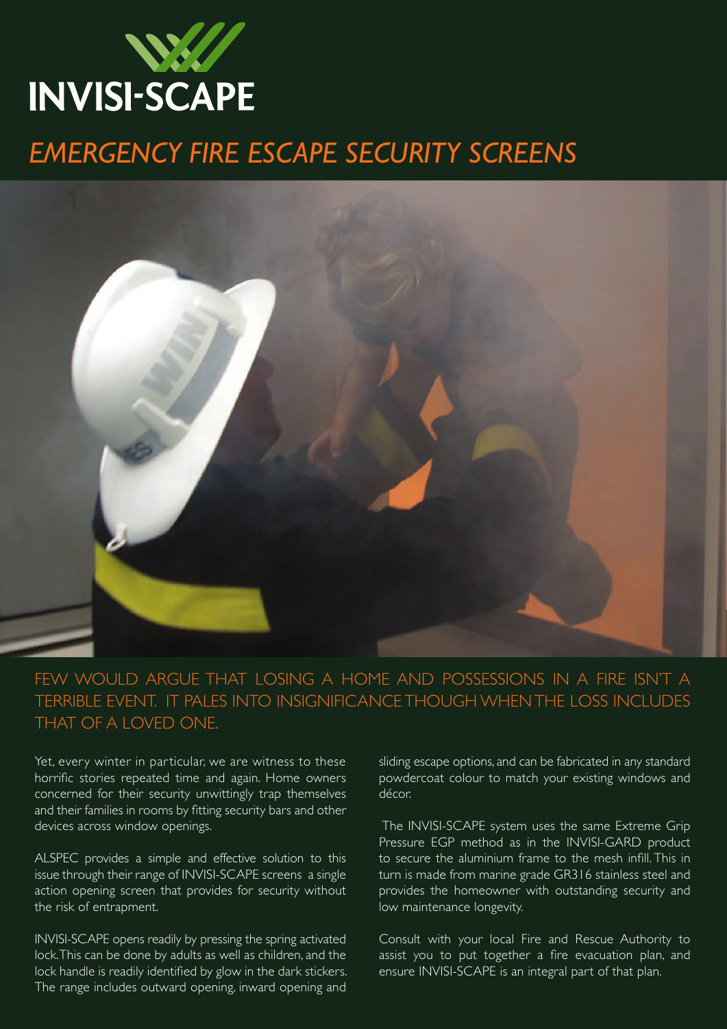# INVISI-SCAPE

## *EMERGENCY FIRE ESCAPE SECURITY SCREENS*

FEW WOULD ARGUE THAT LOSING A HOME AND POSSESSIONS IN A FIRE ISN'T A TERRIBLE EVENT. IT PALES INTO INSIGNIFICANCE THOUGH WHEN THE LOSS INCLUDES THAT OF A LOVED ONE.

Yet, every winter in particular, we are witness to these horrific stories repeated time and again. Home owners concerned for their security unwittingly trap themselves and their families in rooms by fitting security bars and other devices across window openings.

ALSPEC provides a simple and effective solution to this issue through their range of INVISI-SCAPE screens a single action opening screen that provides for security without the risk of entrapment.

INVISI-SCAPE opens readily by pressing the spring activated lock. This can be done by adults as well as children, and the lock handle is readily identified by glow in the dark stickers. The range includes outward opening, inward opening and sliding escape options, and can be fabricated in any standard powdercoat colour to match your existing windows and décor.

The INVISI-SCAPE system uses the same Extreme Grip Pressure EGP method as in the INVISI-GARD product to secure the aluminium frame to the mesh infill. This in turn is made from marine grade GR316 stainless steel and provides the homeowner with outstanding security and low maintenance longevity.

Consult with your local Fire and Rescue Authority to assist you to put together a fire evacuation plan, and ensure INVISI-SCAPE is an integral part of that plan.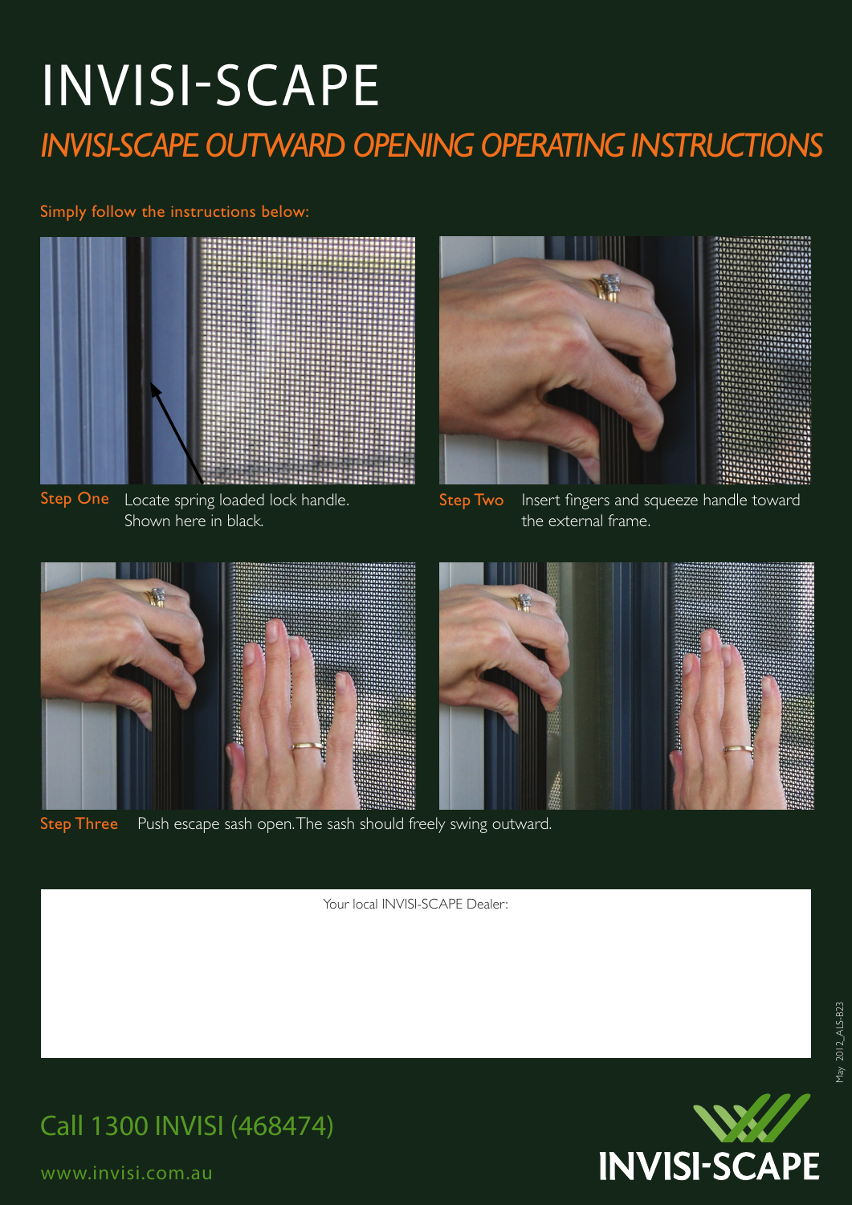# INVISI-SCAPE

## *INVISI-SCAPE OUTWARD OPENING OPERATING INSTRUCTIONS*

Simply follow the instructions below:

**Step One** Locate spring loaded lock handle. Shown here in black.

**Step Two** Insert fingers and squeeze handle toward the external frame.

**Step Three** Push escape sash open. The sash should freely swing outward.

Your local INVISI-SCAPE Dealer:

May 2012_ALS-B23

Call 1300 INVISI (468474)

www.invisi.com.au

INVISI-SCAPE